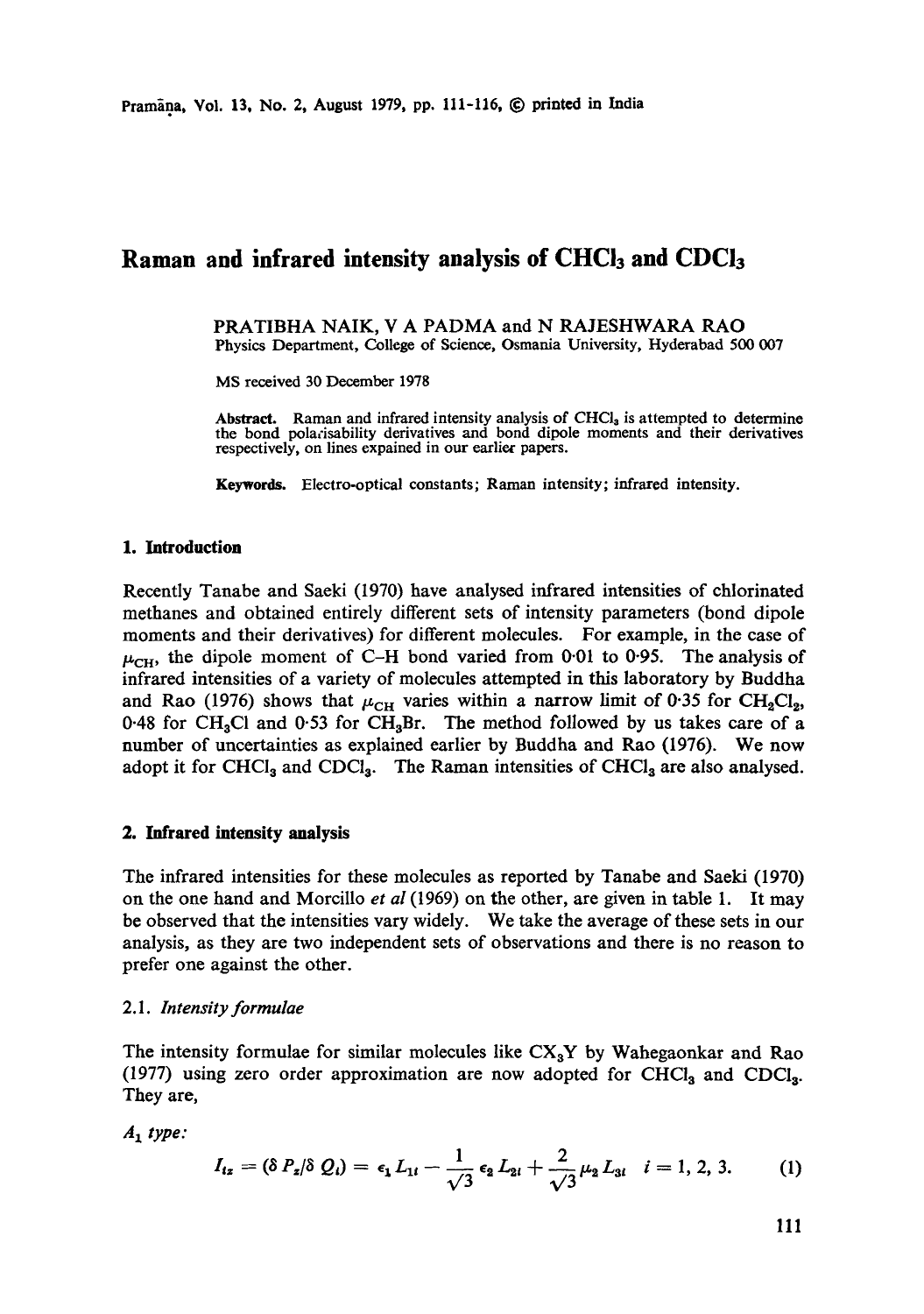# Raman and infrared intensity analysis of $CHCl_3$ and $CDCl_3$

PRATIBHA NAIK, V A PADMA and N RAJESHWARA RAO
Physics Department, College of Science, Osmania University, Hyderabad 500 007

MS received 30 December 1978

**Abstract.** Raman and infrared intensity analysis of $CHCl_3$ is attempted to determine the bond polarisability derivatives and bond dipole moments and their derivatives respectively, on lines expained in our earlier papers.

**Keywords.** Electro-optical constants; Raman intensity; infrared intensity.

## 1. Introduction

Recently Tanabe and Saeki (1970) have analysed infrared intensities of chlorinated methanes and obtained entirely different sets of intensity parameters (bond dipole moments and their derivatives) for different molecules. For example, in the case of $\mu_{CH}$, the dipole moment of C–H bond varied from 0·01 to 0·95. The analysis of infrared intensities of a variety of molecules attempted in this laboratory by Buddha and Rao (1976) shows that $\mu_{CH}$ varies within a narrow limit of 0·35 for $CH_2Cl_2$, 0·48 for $CH_3Cl$ and 0·53 for $CH_3Br$. The method followed by us takes care of a number of uncertainties as explained earlier by Buddha and Rao (1976). We now adopt it for $CHCl_3$ and $CDCl_3$. The Raman intensities of $CHCl_3$ are also analysed.

## 2. Infrared intensity analysis

The infrared intensities for these molecules as reported by Tanabe and Saeki (1970) on the one hand and Morcillo *et al* (1969) on the other, are given in table 1. It may be observed that the intensities vary widely. We take the average of these sets in our analysis, as they are two independent sets of observations and there is no reason to prefer one against the other.

### 2.1. *Intensity formulae*

The intensity formulae for similar molecules like $CX_3Y$ by Wahegaonkar and Rao (1977) using zero order approximation are now adopted for $CHCl_3$ and $CDCl_3$. They are,

*$A_1$ type:*

$$I_{iz} = (\delta P_z/\delta Q_i) = \epsilon_1 L_{1i} - \frac{1}{\sqrt{3}} \epsilon_2 L_{2i} + \frac{2}{\sqrt{3}} \mu_2 L_{3i} \quad i = 1, 2, 3. \tag{1}$$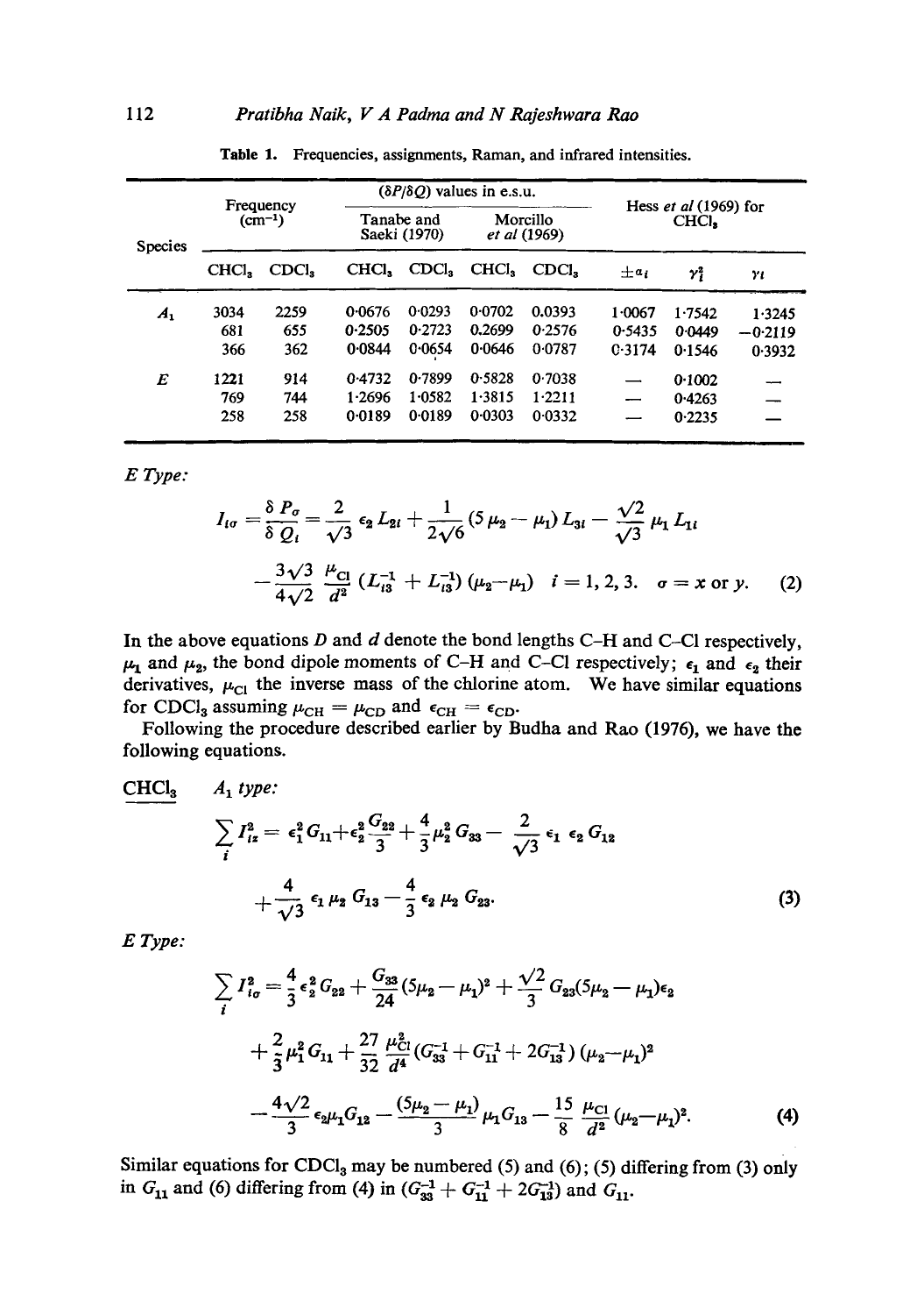**Table 1.** Frequencies, assignments, Raman, and infrared intensities.

| Species | Frequency ($cm^{-1}$) | | ($\delta P/\delta Q$) values in e.s.u. | | | | Hess *et al* (1969) for $CHCl_3$ | | |
|---|---|---|---|---|---|---|---|---|---|
| | | | Tanabe and Saeki (1970) | | Morcillo *et al* (1969) | | | | |
| | $CHCl_3$ | $CDCl_3$ | $CHCl_3$ | $CDCl_3$ | $CHCl_3$ | $CDCl_3$ | $\pm a_i$ | $\gamma_i^2$ | $\gamma_i$ |
| $A_1$ | 3034 | 2259 | 0·0676 | 0·0293 | 0·0702 | 0.0393 | 1·0067 | 1·7542 | 1·3245 |
| | 681 | 655 | 0·2505 | 0·2723 | 0.2699 | 0·2576 | 0·5435 | 0·0449 | −0·2119 |
| | 366 | 362 | 0·0844 | 0·0654 | 0·0646 | 0·0787 | 0·3174 | 0·1546 | 0·3932 |
| $E$ | 1221 | 914 | 0·4732 | 0·7899 | 0·5828 | 0·7038 | — | 0·1002 | — |
| | 769 | 744 | 1·2696 | 1·0582 | 1·3815 | 1·2211 | — | 0·4263 | — |
| | 258 | 258 | 0·0189 | 0·0189 | 0·0303 | 0·0332 | — | 0·2235 | — |

*E Type:*

$$I_{i\sigma} = \frac{\delta P_\sigma}{\delta Q_i} = \frac{2}{\sqrt{3}} \epsilon_2 L_{2i} + \frac{1}{2\sqrt{6}} (5\mu_2 - \mu_1) L_{3i} - \frac{\sqrt{2}}{\sqrt{3}} \mu_1 L_{1i}$$

$$- \frac{3\sqrt{3}}{4\sqrt{2}} \frac{\mu_{Cl}}{d^2} (L_{i3}^{-1} + L_{i3}^{-1}) (\mu_2 - \mu_1) \quad i = 1, 2, 3. \quad \sigma = x \text{ or } y. \tag{2}$$

In the above equations $D$ and $d$ denote the bond lengths C–H and C–Cl respectively, $\mu_1$ and $\mu_2$, the bond dipole moments of C–H and C–Cl respectively; $\epsilon_1$ and $\epsilon_2$ their derivatives, $\mu_{Cl}$ the inverse mass of the chlorine atom. We have similar equations for $CDCl_3$ assuming $\mu_{CH} = \mu_{CD}$ and $\epsilon_{CH} = \epsilon_{CD}$.

Following the procedure described earlier by Budha and Rao (1976), we have the following equations.

<u>$CHCl_3$</u> $A_1$ *type:*

$$\sum_i I_{iz}^2 = \epsilon_1^2 G_{11} + \epsilon_2^2 \frac{G_{22}}{3} + \frac{4}{3} \mu_2^2 G_{33} - \frac{2}{\sqrt{3}} \epsilon_1 \epsilon_2 G_{12}$$

$$+ \frac{4}{\sqrt{3}} \epsilon_1 \mu_2 G_{13} - \frac{4}{3} \epsilon_2 \mu_2 G_{23}. \tag{3}$$

*E Type:*

$$\sum_i I_{i\sigma}^2 = \frac{4}{3} \epsilon_2^2 G_{22} + \frac{G_{33}}{24} (5\mu_2 - \mu_1)^2 + \frac{\sqrt{2}}{3} G_{23} (5\mu_2 - \mu_1) \epsilon_2$$

$$+ \frac{2}{3} \mu_1^2 G_{11} + \frac{27}{32} \frac{\mu_{Cl}^2}{d^4} (G_{33}^{-1} + G_{11}^{-1} + 2G_{13}^{-1}) (\mu_2 - \mu_1)^2$$

$$- \frac{4\sqrt{2}}{3} \epsilon_2 \mu_1 G_{12} - \frac{(5\mu_2 - \mu_1)}{3} \mu_1 G_{13} - \frac{15}{8} \frac{\mu_{Cl}}{d^2} (\mu_2 - \mu_1)^2. \tag{4}$$

Similar equations for $CDCl_3$ may be numbered (5) and (6); (5) differing from (3) only in $G_{11}$ and (6) differing from (4) in $(G_{33}^{-1} + G_{11}^{-1} + 2G_{13}^{-1})$ and $G_{11}$.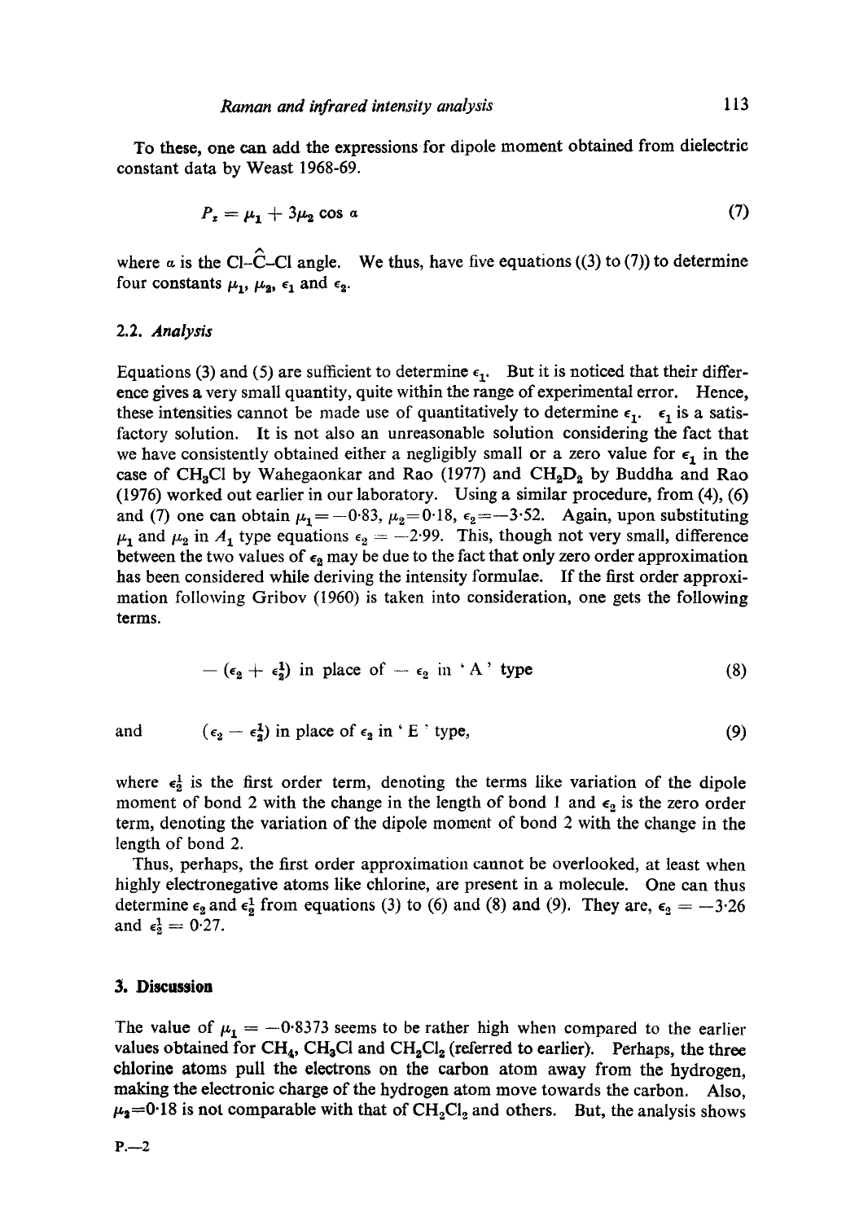To these, one can add the expressions for dipole moment obtained from dielectric constant data by Weast 1968-69.

$$P_z = \mu_1 + 3\mu_2 \cos \alpha \tag{7}$$

where $\alpha$ is the Cl–$\hat{C}$–Cl angle. We thus, have five equations ((3) to (7)) to determine four constants $\mu_1$, $\mu_2$, $\epsilon_1$ and $\epsilon_2$.

### 2.2. *Analysis*

Equations (3) and (5) are sufficient to determine $\epsilon_1$. But it is noticed that their difference gives a very small quantity, quite within the range of experimental error. Hence, these intensities cannot be made use of quantitatively to determine $\epsilon_1$. $\epsilon_1$ is a satisfactory solution. It is not also an unreasonable solution considering the fact that we have consistently obtained either a negligibly small or a zero value for $\epsilon_1$ in the case of $CH_3Cl$ by Wahegaonkar and Rao (1977) and $CH_2D_2$ by Buddha and Rao (1976) worked out earlier in our laboratory. Using a similar procedure, from (4), (6) and (7) one can obtain $\mu_1 = -0{\cdot}83$, $\mu_2 = 0{\cdot}18$, $\epsilon_2 = -3{\cdot}52$. Again, upon substituting $\mu_1$ and $\mu_2$ in $A_1$ type equations $\epsilon_2 = -2{\cdot}99$. This, though not very small, difference between the two values of $\epsilon_2$ may be due to the fact that only zero order approximation has been considered while deriving the intensity formulae. If the first order approximation following Gribov (1960) is taken into consideration, one gets the following terms.

$$-(\epsilon_2 + \epsilon_2^1) \text{ in place of } -\epsilon_2 \text{ in 'A' type} \tag{8}$$

and

$$(\epsilon_2 - \epsilon_2^1) \text{ in place of } \epsilon_2 \text{ in 'E' type,} \tag{9}$$

where $\epsilon_2^1$ is the first order term, denoting the terms like variation of the dipole moment of bond 2 with the change in the length of bond 1 and $\epsilon_2$ is the zero order term, denoting the variation of the dipole moment of bond 2 with the change in the length of bond 2.

Thus, perhaps, the first order approximation cannot be overlooked, at least when highly electronegative atoms like chlorine, are present in a molecule. One can thus determine $\epsilon_2$ and $\epsilon_2^1$ from equations (3) to (6) and (8) and (9). They are, $\epsilon_2 = -3{\cdot}26$ and $\epsilon_2^1 = 0{\cdot}27$.

## 3. Discussion

The value of $\mu_1 = -0{\cdot}8373$ seems to be rather high when compared to the earlier values obtained for $CH_4$, $CH_3Cl$ and $CH_2Cl_2$ (referred to earlier). Perhaps, the three chlorine atoms pull the electrons on the carbon atom away from the hydrogen, making the electronic charge of the hydrogen atom move towards the carbon. Also, $\mu_2 = 0{\cdot}18$ is not comparable with that of $CH_2Cl_2$ and others. But, the analysis shows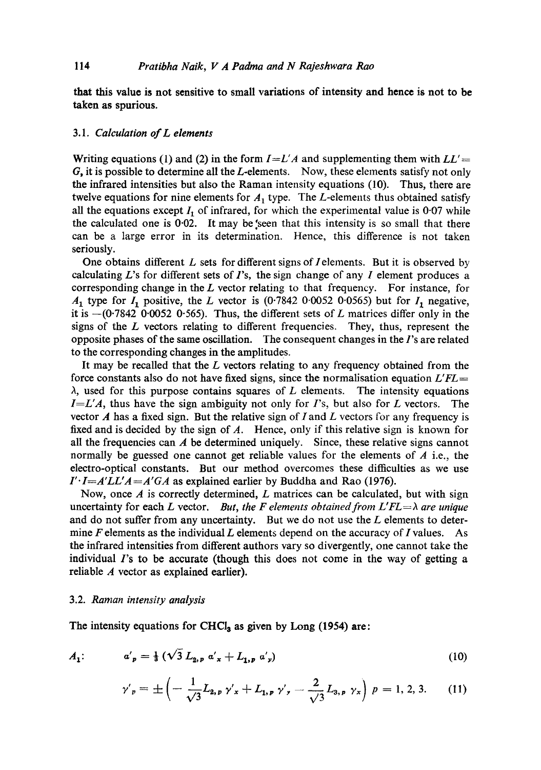that this value is not sensitive to small variations of intensity and hence is not to be taken as spurious.

### 3.1. *Calculation of L elements*

Writing equations (1) and (2) in the form $I = L'A$ and supplementing them with $LL' = G$, it is possible to determine all the $L$-elements. Now, these elements satisfy not only the infrared intensities but also the Raman intensity equations (10). Thus, there are twelve equations for nine elements for $A_1$ type. The $L$-elements thus obtained satisfy all the equations except $I_1$ of infrared, for which the experimental value is 0·07 while the calculated one is 0·02. It may be seen that this intensity is so small that there can be a large error in its determination. Hence, this difference is not taken seriously.

One obtains different $L$ sets for different signs of $I$ elements. But it is observed by calculating $L$'s for different sets of $I$'s, the sign change of any $I$ element produces a corresponding change in the $L$ vector relating to that frequency. For instance, for $A_1$ type for $I_1$ positive, the $L$ vector is (0·7842 0·0052 0·0565) but for $I_1$ negative, it is −(0·7842 0·0052 0·565). Thus, the different sets of $L$ matrices differ only in the signs of the $L$ vectors relating to different frequencies. They, thus, represent the opposite phases of the same oscillation. The consequent changes in the $I$'s are related to the corresponding changes in the amplitudes.

It may be recalled that the $L$ vectors relating to any frequency obtained from the force constants also do not have fixed signs, since the normalisation equation $L'FL = \lambda$, used for this purpose contains squares of $L$ elements. The intensity equations $I = L'A$, thus have the sign ambiguity not only for $I$'s, but also for $L$ vectors. The vector $A$ has a fixed sign. But the relative sign of $I$ and $L$ vectors for any frequency is fixed and is decided by the sign of $A$. Hence, only if this relative sign is known for all the frequencies can $A$ be determined uniquely. Since, these relative signs cannot normally be guessed one cannot get reliable values for the elements of $A$ i.e., the electro-optical constants. But our method overcomes these difficulties as we use $I' \cdot I = A'LL'A = A'GA$ as explained earlier by Buddha and Rao (1976).

Now, once $A$ is correctly determined, $L$ matrices can be calculated, but with sign uncertainty for each $L$ vector. *But, the F elements obtained from* $L'FL = \lambda$ *are unique* and do not suffer from any uncertainty. But we do not use the $L$ elements to determine $F$ elements as the individual $L$ elements depend on the accuracy of $I$ values. As the infrared intensities from different authors vary so divergently, one cannot take the individual $I$'s to be accurate (though this does not come in the way of getting a reliable $A$ vector as explained earlier).

### 3.2. *Raman intensity analysis*

The intensity equations for $CHCl_3$ as given by Long (1954) are:

$$A_1: \qquad a'_p = \tfrac{1}{3}\left(\sqrt{3}\, L_{2,p}\, a'_x + L_{1,p}\, a'_y\right) \tag{10}$$

$$\gamma'_p = \pm\left(-\frac{1}{\sqrt{3}} L_{2,p}\, \gamma'_x + L_{1,p}\, \gamma'_y - \frac{2}{\sqrt{3}} L_{3,p}\, \gamma_x\right) \quad p = 1, 2, 3. \tag{11}$$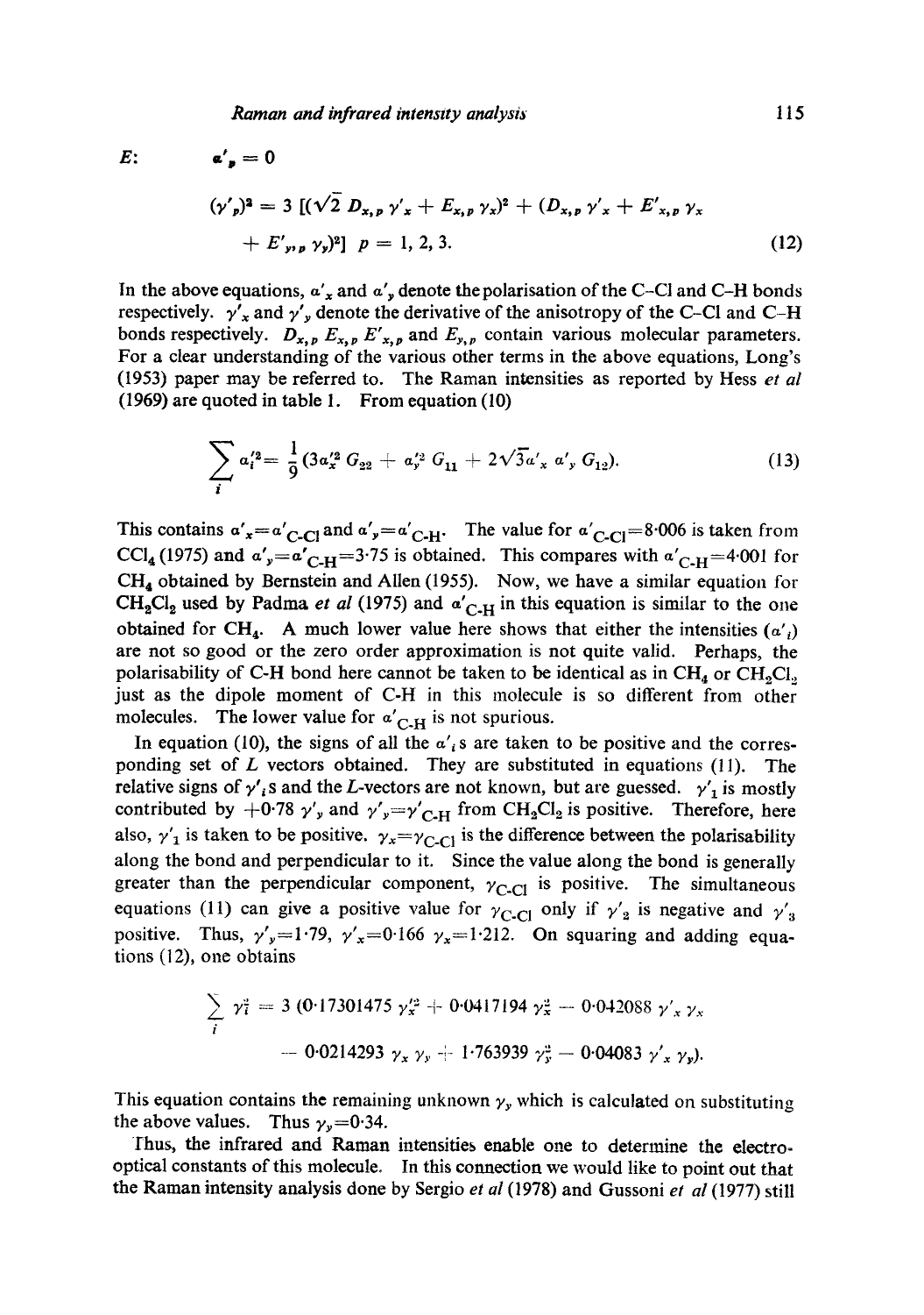$E$: $\quad \alpha'_p = 0$

$$(\gamma'_p)^2 = 3\,[(\sqrt{2}\,D_{x,p}\,\gamma'_x + E_{x,p}\,\gamma_x)^2 + (D_{x,p}\,\gamma'_x + E'_{x,p}\,\gamma_x + E'_{y,p}\,\gamma_y)^2] \;\; p = 1, 2, 3. \tag{12}$$

In the above equations, $\alpha'_x$ and $\alpha'_y$ denote the polarisation of the C–Cl and C–H bonds respectively. $\gamma'_x$ and $\gamma'_y$ denote the derivative of the anisotropy of the C–Cl and C–H bonds respectively. $D_{x,p}$ $E_{x,p}$ $E'_{x,p}$ and $E_{y,p}$ contain various molecular parameters. For a clear understanding of the various other terms in the above equations, Long's (1953) paper may be referred to. The Raman intensities as reported by Hess *et al* (1969) are quoted in table 1. From equation (10)

$$\sum_i \alpha_i'^2 = \frac{1}{9}(3\alpha_x'^2\, G_{22} + \alpha_y'^2\, G_{11} + 2\sqrt{3}\alpha'_x\, \alpha'_y\, G_{12}). \tag{13}$$

This contains $\alpha'_x = \alpha'_{C\text{-}Cl}$ and $\alpha'_y = \alpha'_{C\text{-}H}$. The value for $\alpha'_{C\text{-}Cl} = 8{\cdot}006$ is taken from $CCl_4$ (1975) and $\alpha'_y = \alpha'_{C\text{-}H} = 3{\cdot}75$ is obtained. This compares with $\alpha'_{C\text{-}H} = 4{\cdot}001$ for $CH_4$ obtained by Bernstein and Allen (1955). Now, we have a similar equation for $CH_2Cl_2$ used by Padma *et al* (1975) and $\alpha'_{C\text{-}H}$ in this equation is similar to the one obtained for $CH_4$. A much lower value here shows that either the intensities ($\alpha'_i$) are not so good or the zero order approximation is not quite valid. Perhaps, the polarisability of C-H bond here cannot be taken to be identical as in $CH_4$ or $CH_2Cl_2$ just as the dipole moment of C-H in this molecule is so different from other molecules. The lower value for $\alpha'_{C\text{-}H}$ is not spurious.

In equation (10), the signs of all the $\alpha'_i$s are taken to be positive and the corresponding set of $L$ vectors obtained. They are substituted in equations (11). The relative signs of $\gamma'_i$s and the $L$-vectors are not known, but are guessed. $\gamma'_1$ is mostly contributed by $+0{\cdot}78\,\gamma'_y$ and $\gamma'_y = \gamma'_{C\text{-}H}$ from $CH_2Cl_2$ is positive. Therefore, here also, $\gamma'_1$ is taken to be positive. $\gamma_x = \gamma_{C\text{-}Cl}$ is the difference between the polarisability along the bond and perpendicular to it. Since the value along the bond is generally greater than the perpendicular component, $\gamma_{C\text{-}Cl}$ is positive. The simultaneous equations (11) can give a positive value for $\gamma_{C\text{-}Cl}$ only if $\gamma'_2$ is negative and $\gamma'_3$ positive. Thus, $\gamma'_y = 1{\cdot}79$, $\gamma'_x = 0{\cdot}166$ $\gamma_x = 1{\cdot}212$. On squaring and adding equations (12), one obtains

$$\sum_i \gamma_i^2 = 3\,(0{\cdot}17301475\,\gamma_x'^2 + 0{\cdot}0417194\,\gamma_x^2 - 0{\cdot}042088\,\gamma'_x\,\gamma_x - 0{\cdot}0214293\,\gamma_x\,\gamma_y + 1{\cdot}763939\,\gamma_y^2 - 0{\cdot}04083\,\gamma'_x\,\gamma_y).$$

This equation contains the remaining unknown $\gamma_y$ which is calculated on substituting the above values. Thus $\gamma_y = 0{\cdot}34$.

Thus, the infrared and Raman intensities enable one to determine the electro-optical constants of this molecule. In this connection we would like to point out that the Raman intensity analysis done by Sergio *et al* (1978) and Gussoni *et al* (1977) still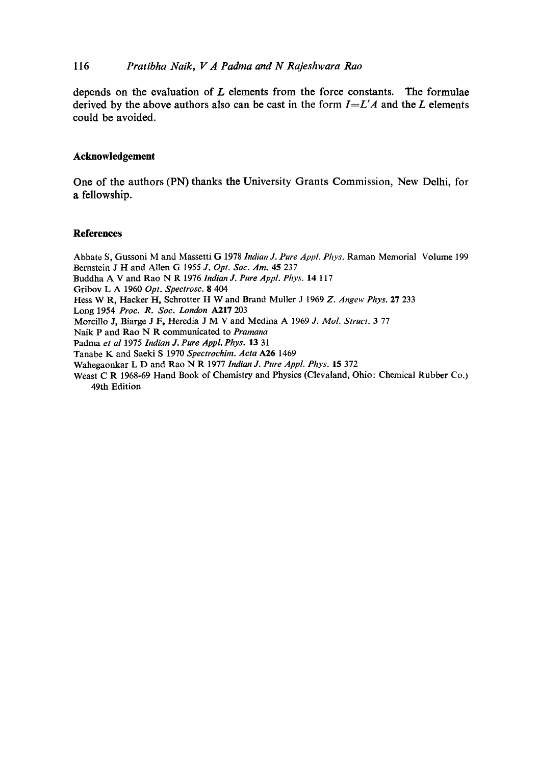depends on the evaluation of $L$ elements from the force constants. The formulae derived by the above authors also can be cast in the form $I = L'A$ and the $L$ elements could be avoided.

## Acknowledgement

One of the authors (PN) thanks the University Grants Commission, New Delhi, for a fellowship.

## References

Abbate S, Gussoni M and Massetti G 1978 *Indian J. Pure Appl. Phys.* Raman Memorial Volume 199

Bernstein J H and Allen G 1955 *J. Opt. Soc. Am.* **45** 237

Buddha A V and Rao N R 1976 *Indian J. Pure Appl. Phys.* **14** 117

Gribov L A 1960 *Opt. Spectrosc.* **8** 404

Hess W R, Hacker H, Schrotter H W and Brand Muller J 1969 *Z. Angew Phys.* **27** 233

Long 1954 *Proc. R. Soc. London* **A217** 203

Morcillo J, Biarge J F, Heredia J M V and Medina A 1969 *J. Mol. Struct.* 3 77

Naik P and Rao N R communicated to *Pramana*

Padma *et al* 1975 *Indian J. Pure Appl. Phys.* **13** 31

Tanabe K and Saeki S 1970 *Spectrochim. Acta* **A26** 1469

Wahegaonkar L D and Rao N R 1977 *Indian J. Pure Appl. Phys.* **15** 372

Weast C R 1968-69 Hand Book of Chemistry and Physics (Clevaland, Ohio: Chemical Rubber Co.) 49th Edition